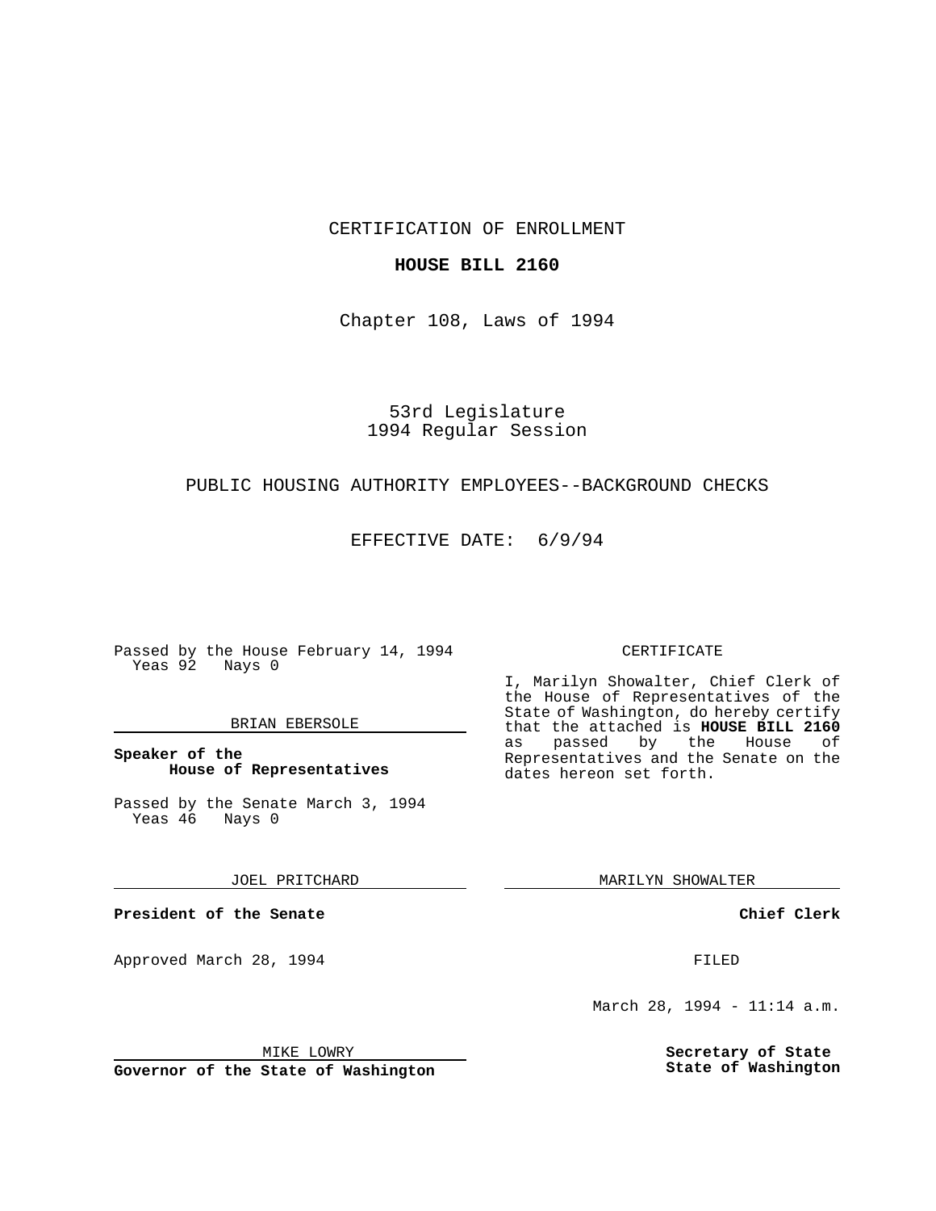CERTIFICATION OF ENROLLMENT

**HOUSE BILL 2160**

Chapter 108, Laws of 1994

53rd Legislature
1994 Regular Session

PUBLIC HOUSING AUTHORITY EMPLOYEES--BACKGROUND CHECKS

EFFECTIVE DATE: 6/9/94

Passed by the House February 14, 1994
Yeas 92 Nays 0

BRIAN EBERSOLE

**Speaker of the House of Representatives**

Passed by the Senate March 3, 1994
Yeas 46 Nays 0

JOEL PRITCHARD

**President of the Senate**

Approved March 28, 1994

MIKE LOWRY

**Governor of the State of Washington**

CERTIFICATE

I, Marilyn Showalter, Chief Clerk of the House of Representatives of the State of Washington, do hereby certify that the attached is **HOUSE BILL 2160** as passed by the House of Representatives and the Senate on the dates hereon set forth.

MARILYN SHOWALTER

**Chief Clerk**

FILED

March 28, 1994 - 11:14 a.m.

**Secretary of State
State of Washington**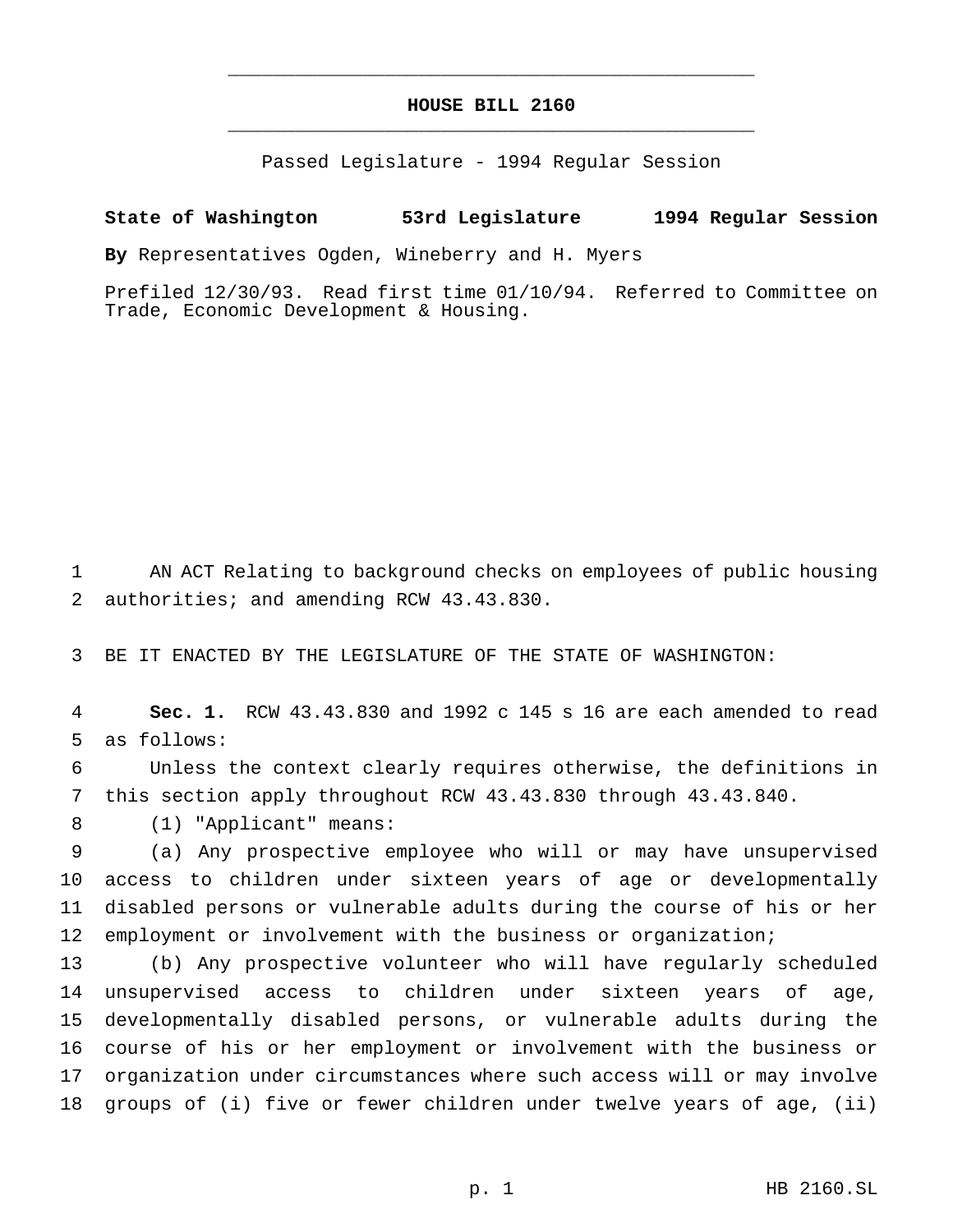# HOUSE BILL 2160

Passed Legislature - 1994 Regular Session

**State of Washington 53rd Legislature 1994 Regular Session**

**By** Representatives Ogden, Wineberry and H. Myers

Prefiled 12/30/93. Read first time 01/10/94. Referred to Committee on Trade, Economic Development & Housing.

AN ACT Relating to background checks on employees of public housing authorities; and amending RCW 43.43.830.

BE IT ENACTED BY THE LEGISLATURE OF THE STATE OF WASHINGTON:

**Sec. 1.** RCW 43.43.830 and 1992 c 145 s 16 are each amended to read as follows:

Unless the context clearly requires otherwise, the definitions in this section apply throughout RCW 43.43.830 through 43.43.840.

(1) "Applicant" means:

(a) Any prospective employee who will or may have unsupervised access to children under sixteen years of age or developmentally disabled persons or vulnerable adults during the course of his or her employment or involvement with the business or organization;

(b) Any prospective volunteer who will have regularly scheduled unsupervised access to children under sixteen years of age, developmentally disabled persons, or vulnerable adults during the course of his or her employment or involvement with the business or organization under circumstances where such access will or may involve groups of (i) five or fewer children under twelve years of age, (ii)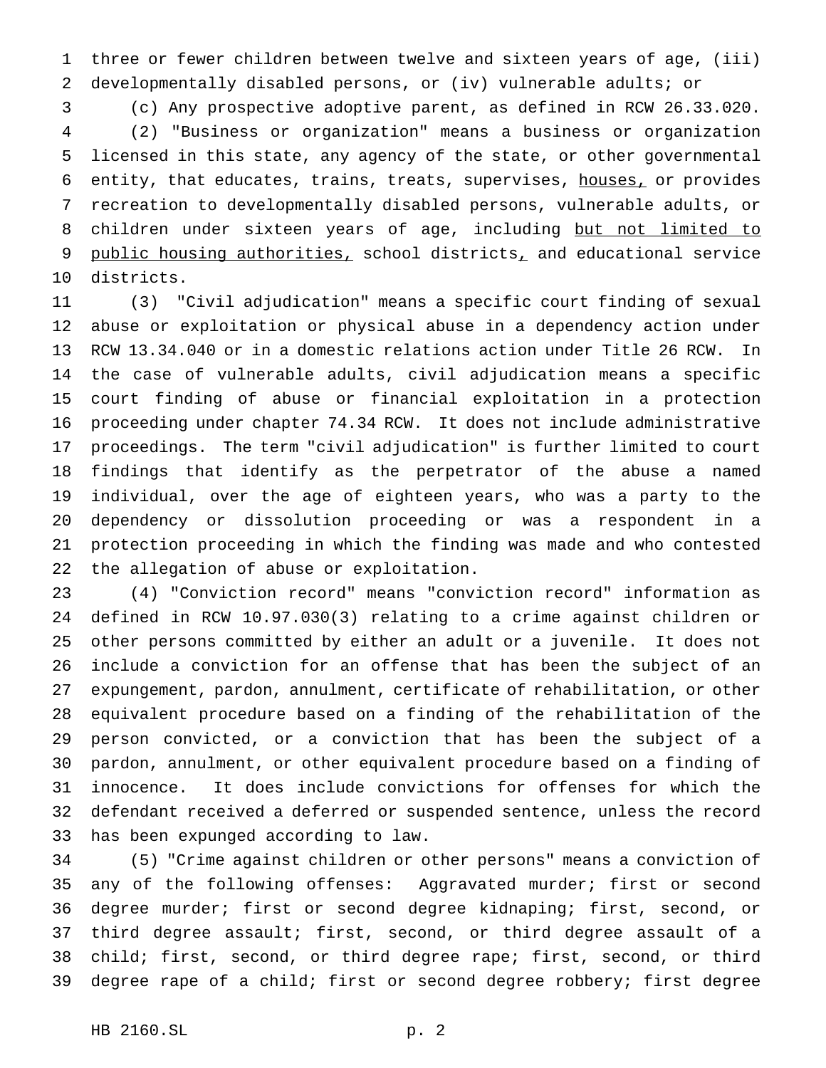three or fewer children between twelve and sixteen years of age, (iii) developmentally disabled persons, or (iv) vulnerable adults; or

(c) Any prospective adoptive parent, as defined in RCW 26.33.020.

(2) "Business or organization" means a business or organization licensed in this state, any agency of the state, or other governmental entity, that educates, trains, treats, supervises, houses, or provides recreation to developmentally disabled persons, vulnerable adults, or children under sixteen years of age, including but not limited to public housing authorities, school districts, and educational service districts.

(3) "Civil adjudication" means a specific court finding of sexual abuse or exploitation or physical abuse in a dependency action under RCW 13.34.040 or in a domestic relations action under Title 26 RCW. In the case of vulnerable adults, civil adjudication means a specific court finding of abuse or financial exploitation in a protection proceeding under chapter 74.34 RCW. It does not include administrative proceedings. The term "civil adjudication" is further limited to court findings that identify as the perpetrator of the abuse a named individual, over the age of eighteen years, who was a party to the dependency or dissolution proceeding or was a respondent in a protection proceeding in which the finding was made and who contested the allegation of abuse or exploitation.

(4) "Conviction record" means "conviction record" information as defined in RCW 10.97.030(3) relating to a crime against children or other persons committed by either an adult or a juvenile. It does not include a conviction for an offense that has been the subject of an expungement, pardon, annulment, certificate of rehabilitation, or other equivalent procedure based on a finding of the rehabilitation of the person convicted, or a conviction that has been the subject of a pardon, annulment, or other equivalent procedure based on a finding of innocence. It does include convictions for offenses for which the defendant received a deferred or suspended sentence, unless the record has been expunged according to law.

(5) "Crime against children or other persons" means a conviction of any of the following offenses: Aggravated murder; first or second degree murder; first or second degree kidnaping; first, second, or third degree assault; first, second, or third degree assault of a child; first, second, or third degree rape; first, second, or third degree rape of a child; first or second degree robbery; first degree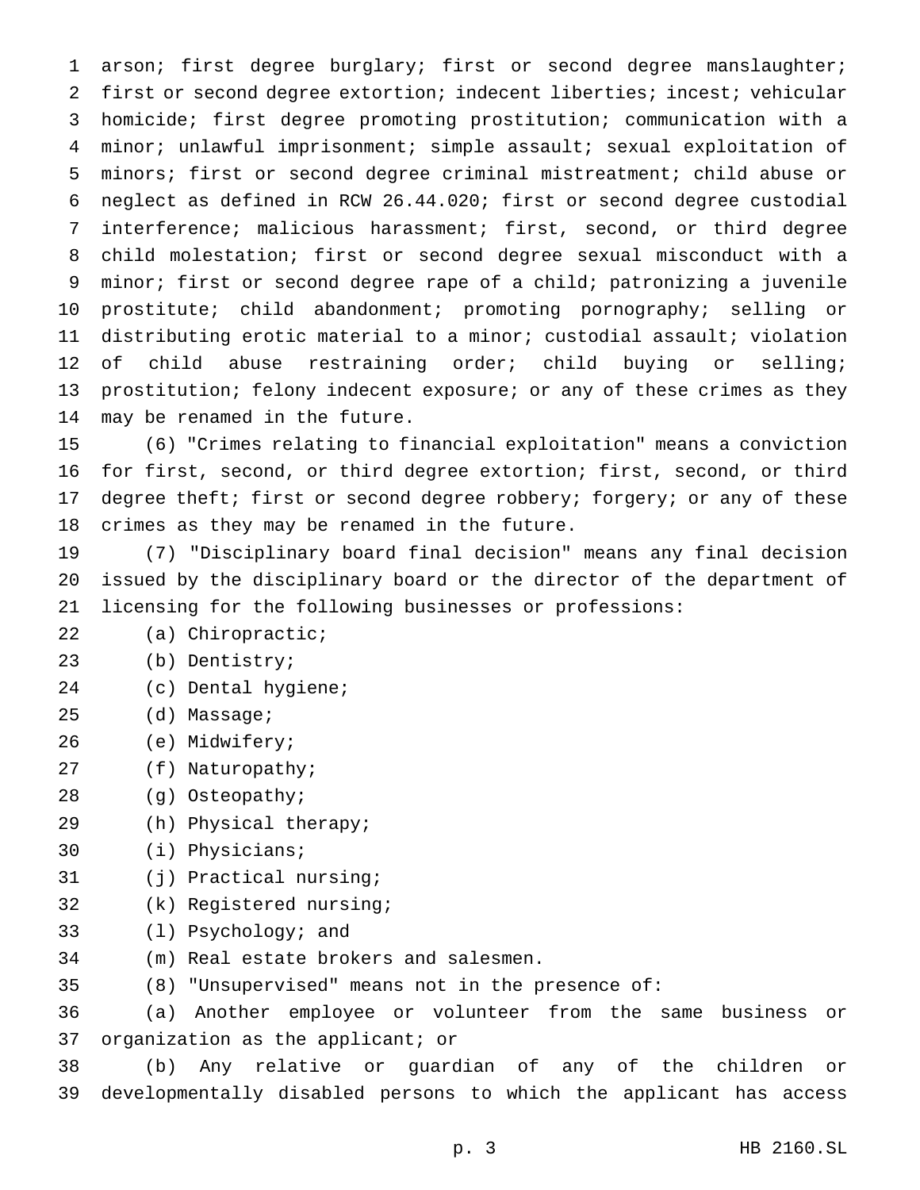arson; first degree burglary; first or second degree manslaughter; first or second degree extortion; indecent liberties; incest; vehicular homicide; first degree promoting prostitution; communication with a minor; unlawful imprisonment; simple assault; sexual exploitation of minors; first or second degree criminal mistreatment; child abuse or neglect as defined in RCW 26.44.020; first or second degree custodial interference; malicious harassment; first, second, or third degree child molestation; first or second degree sexual misconduct with a minor; first or second degree rape of a child; patronizing a juvenile prostitute; child abandonment; promoting pornography; selling or distributing erotic material to a minor; custodial assault; violation of child abuse restraining order; child buying or selling; prostitution; felony indecent exposure; or any of these crimes as they may be renamed in the future.

(6) "Crimes relating to financial exploitation" means a conviction for first, second, or third degree extortion; first, second, or third degree theft; first or second degree robbery; forgery; or any of these crimes as they may be renamed in the future.

(7) "Disciplinary board final decision" means any final decision issued by the disciplinary board or the director of the department of licensing for the following businesses or professions:

(a) Chiropractic;

(b) Dentistry;

(c) Dental hygiene;

(d) Massage;

(e) Midwifery;

(f) Naturopathy;

(g) Osteopathy;

(h) Physical therapy;

(i) Physicians;

(j) Practical nursing;

(k) Registered nursing;

(l) Psychology; and

(m) Real estate brokers and salesmen.

(8) "Unsupervised" means not in the presence of:

(a) Another employee or volunteer from the same business or organization as the applicant; or

(b) Any relative or guardian of any of the children or developmentally disabled persons to which the applicant has access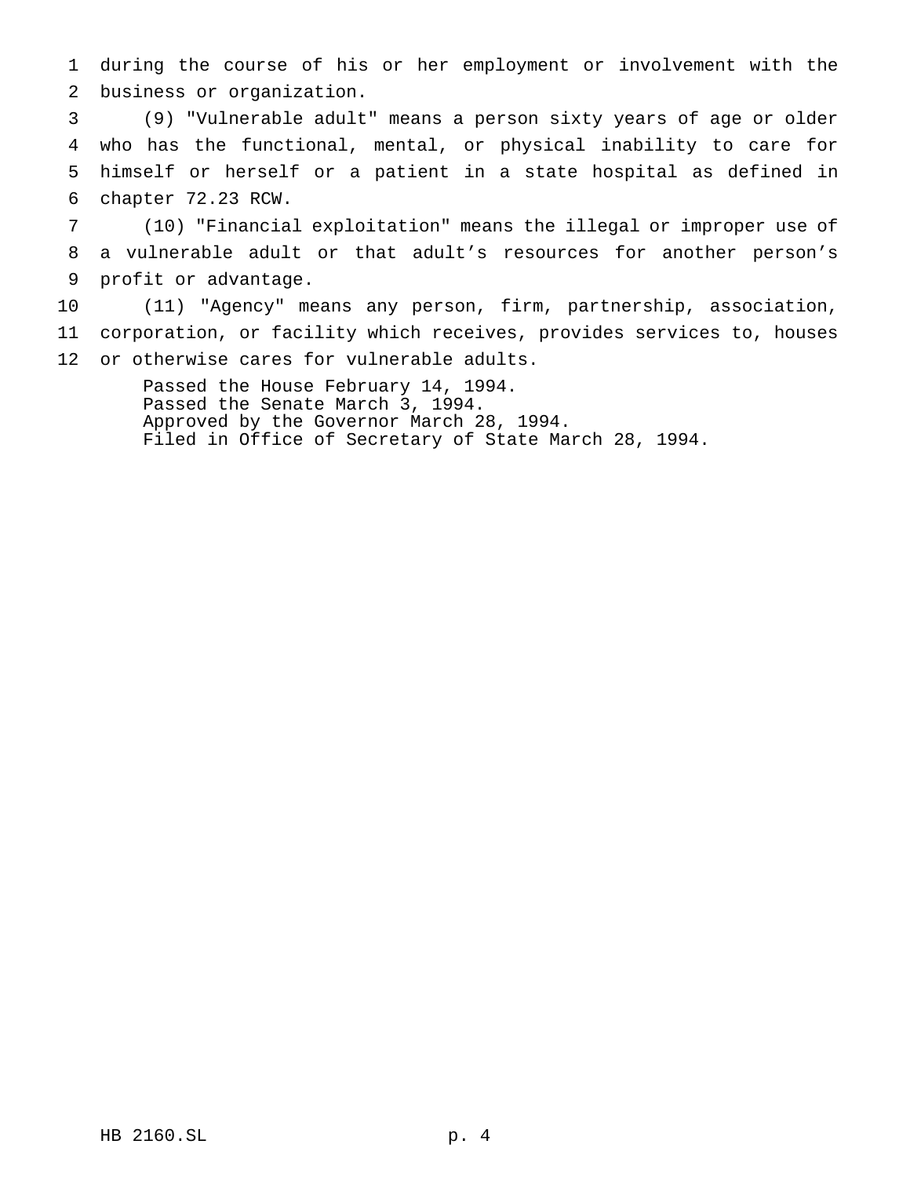during the course of his or her employment or involvement with the business or organization.

(9) "Vulnerable adult" means a person sixty years of age or older who has the functional, mental, or physical inability to care for himself or herself or a patient in a state hospital as defined in chapter 72.23 RCW.

(10) "Financial exploitation" means the illegal or improper use of a vulnerable adult or that adult's resources for another person's profit or advantage.

(11) "Agency" means any person, firm, partnership, association, corporation, or facility which receives, provides services to, houses or otherwise cares for vulnerable adults.

Passed the House February 14, 1994.
Passed the Senate March 3, 1994.
Approved by the Governor March 28, 1994.
Filed in Office of Secretary of State March 28, 1994.